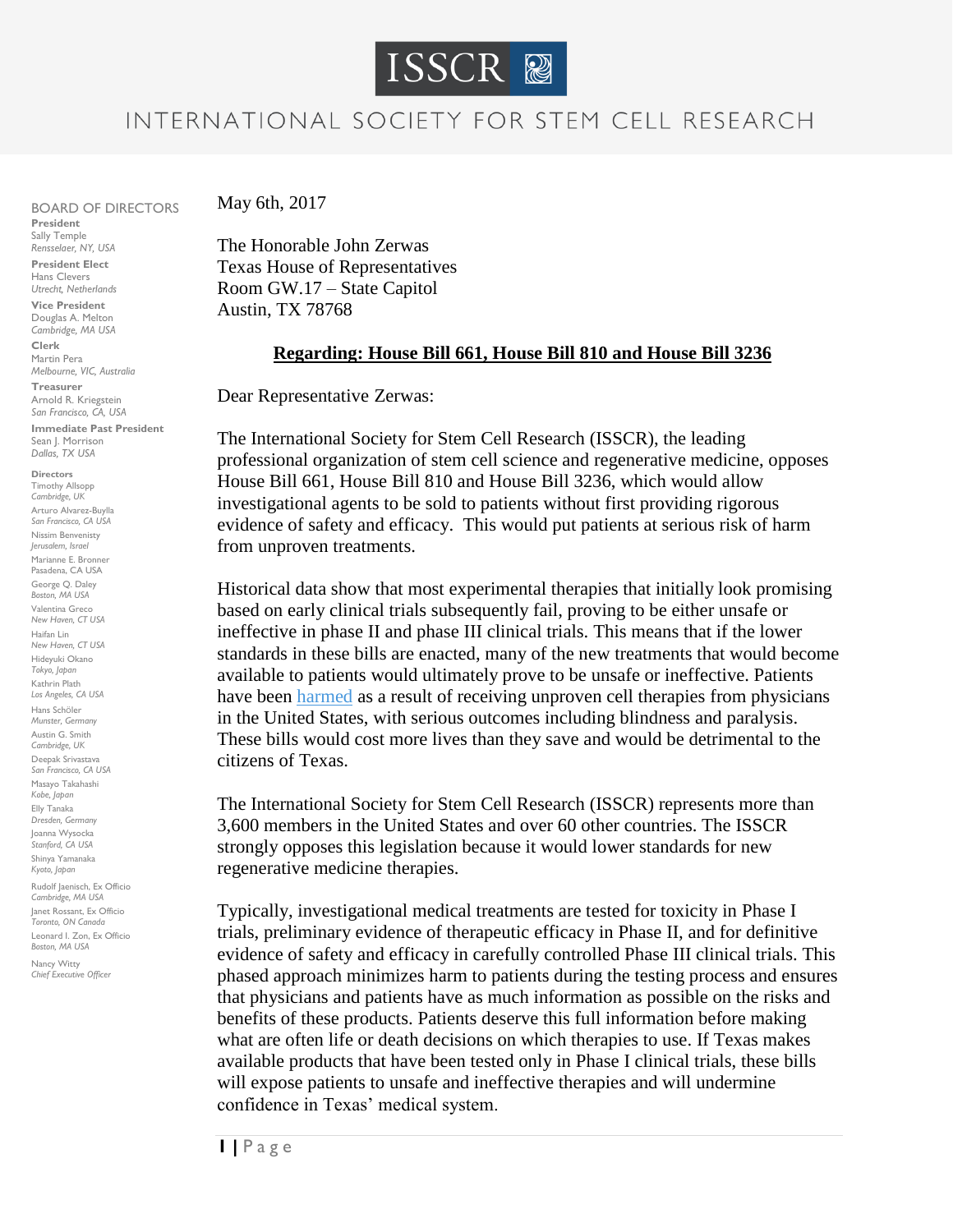# ISSCR

INTERNATIONAL SOCIETY FOR STEM CELL RESEARCH

**BOARD OF DIRECTORS**

**President**
Sally Temple
*Rensselaer, NY, USA*

**President Elect**
Hans Clevers
*Utrecht, Netherlands*

**Vice President**
Douglas A. Melton
*Cambridge, MA USA*

**Clerk**
Martin Pera
*Melbourne, VIC, Australia*

**Treasurer**
Arnold R. Kriegstein
*San Francisco, CA, USA*

**Immediate Past President**
Sean J. Morrison
*Dallas, TX USA*

**Directors**
Timothy Allsopp
*Cambridge, UK*
Arturo Alvarez-Buylla
*San Francisco, CA USA*
Nissim Benvenisty
*Jerusalem, Israel*
Marianne E. Bronner
Pasadena, CA USA
George Q. Daley
*Boston, MA USA*
Valentina Greco
*New Haven, CT USA*
Haifan Lin
*New Haven, CT USA*
Hideyuki Okano
*Tokyo, Japan*
Kathrin Plath
*Los Angeles, CA USA*
Hans Schöler
*Munster, Germany*
Austin G. Smith
*Cambridge, UK*
Deepak Srivastava
*San Francisco, CA USA*
Masayo Takahashi
*Kobe, Japan*
Elly Tanaka
*Dresden, Germany*
Joanna Wysocka
*Stanford, CA USA*
Shinya Yamanaka
*Kyoto, Japan*

Rudolf Jaenisch, Ex Officio
*Cambridge, MA USA*
Janet Rossant, Ex Officio
*Toronto, ON Canada*
Leonard I. Zon, Ex Officio
*Boston, MA USA*

Nancy Witty
*Chief Executive Officer*

May 6th, 2017

The Honorable John Zerwas
Texas House of Representatives
Room GW.17 – State Capitol
Austin, TX 78768

**Regarding: House Bill 661, House Bill 810 and House Bill 3236**

Dear Representative Zerwas:

The International Society for Stem Cell Research (ISSCR), the leading professional organization of stem cell science and regenerative medicine, opposes House Bill 661, House Bill 810 and House Bill 3236, which would allow investigational agents to be sold to patients without first providing rigorous evidence of safety and efficacy. This would put patients at serious risk of harm from unproven treatments.

Historical data show that most experimental therapies that initially look promising based on early clinical trials subsequently fail, proving to be either unsafe or ineffective in phase II and phase III clinical trials. This means that if the lower standards in these bills are enacted, many of the new treatments that would become available to patients would ultimately prove to be unsafe or ineffective. Patients have been harmed as a result of receiving unproven cell therapies from physicians in the United States, with serious outcomes including blindness and paralysis. These bills would cost more lives than they save and would be detrimental to the citizens of Texas.

The International Society for Stem Cell Research (ISSCR) represents more than 3,600 members in the United States and over 60 other countries. The ISSCR strongly opposes this legislation because it would lower standards for new regenerative medicine therapies.

Typically, investigational medical treatments are tested for toxicity in Phase I trials, preliminary evidence of therapeutic efficacy in Phase II, and for definitive evidence of safety and efficacy in carefully controlled Phase III clinical trials. This phased approach minimizes harm to patients during the testing process and ensures that physicians and patients have as much information as possible on the risks and benefits of these products. Patients deserve this full information before making what are often life or death decisions on which therapies to use. If Texas makes available products that have been tested only in Phase I clinical trials, these bills will expose patients to unsafe and ineffective therapies and will undermine confidence in Texas' medical system.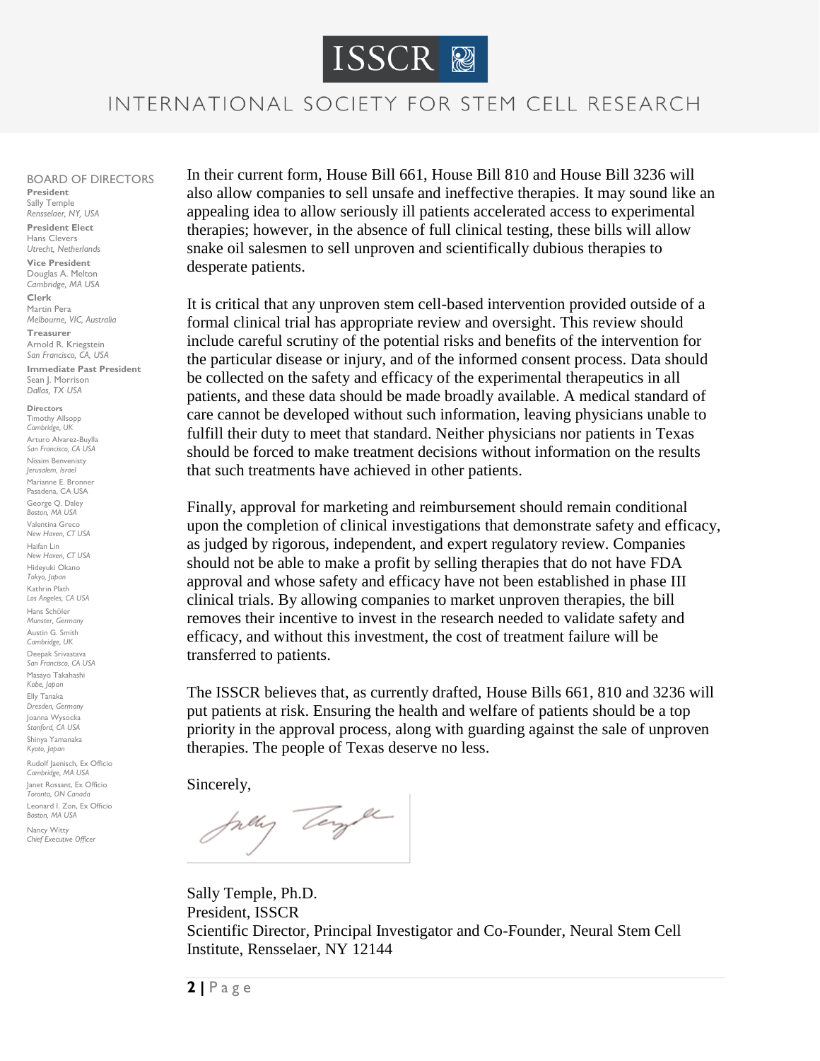# ISSCR

## INTERNATIONAL SOCIETY FOR STEM CELL RESEARCH

BOARD OF DIRECTORS

**President**
Sally Temple
*Rensselaer, NY, USA*

**President Elect**
Hans Clevers
*Utrecht, Netherlands*

**Vice President**
Douglas A. Melton
*Cambridge, MA USA*

**Clerk**
Martin Pera
*Melbourne, VIC, Australia*

**Treasurer**
Arnold R. Kriegstein
*San Francisco, CA, USA*

**Immediate Past President**
Sean J. Morrison
*Dallas, TX USA*

**Directors**
Timothy Allsopp
*Cambridge, UK*
Arturo Alvarez-Buylla
*San Francisco, CA USA*
Nissim Benvenisty
*Jerusalem, Israel*
Marianne E. Bronner
Pasadena, CA USA
George Q. Daley
*Boston, MA USA*
Valentina Greco
*New Haven, CT USA*
Haifan Lin
*New Haven, CT USA*
Hideyuki Okano
*Tokyo, Japan*
Kathrin Plath
*Los Angeles, CA USA*
Hans Schöler
*Munster, Germany*
Austin G. Smith
*Cambridge, UK*
Deepak Srivastava
*San Francisco, CA USA*
Masayo Takahashi
*Kobe, Japan*
Elly Tanaka
*Dresden, Germany*
Joanna Wysocka
*Stanford, CA USA*
Shinya Yamanaka
*Kyoto, Japan*

Rudolf Jaenisch, Ex Officio
*Cambridge, MA USA*
Janet Rossant, Ex Officio
*Toronto, ON Canada*
Leonard I. Zon, Ex Officio
*Boston, MA USA*

Nancy Witty
*Chief Executive Officer*

In their current form, House Bill 661, House Bill 810 and House Bill 3236 will also allow companies to sell unsafe and ineffective therapies. It may sound like an appealing idea to allow seriously ill patients accelerated access to experimental therapies; however, in the absence of full clinical testing, these bills will allow snake oil salesmen to sell unproven and scientifically dubious therapies to desperate patients.

It is critical that any unproven stem cell-based intervention provided outside of a formal clinical trial has appropriate review and oversight. This review should include careful scrutiny of the potential risks and benefits of the intervention for the particular disease or injury, and of the informed consent process. Data should be collected on the safety and efficacy of the experimental therapeutics in all patients, and these data should be made broadly available. A medical standard of care cannot be developed without such information, leaving physicians unable to fulfill their duty to meet that standard. Neither physicians nor patients in Texas should be forced to make treatment decisions without information on the results that such treatments have achieved in other patients.

Finally, approval for marketing and reimbursement should remain conditional upon the completion of clinical investigations that demonstrate safety and efficacy, as judged by rigorous, independent, and expert regulatory review. Companies should not be able to make a profit by selling therapies that do not have FDA approval and whose safety and efficacy have not been established in phase III clinical trials. By allowing companies to market unproven therapies, the bill removes their incentive to invest in the research needed to validate safety and efficacy, and without this investment, the cost of treatment failure will be transferred to patients.

The ISSCR believes that, as currently drafted, House Bills 661, 810 and 3236 will put patients at risk. Ensuring the health and welfare of patients should be a top priority in the approval process, along with guarding against the sale of unproven therapies. The people of Texas deserve no less.

Sincerely,

Sally Temple, Ph.D.
President, ISSCR
Scientific Director, Principal Investigator and Co-Founder, Neural Stem Cell Institute, Rensselaer, NY 12144